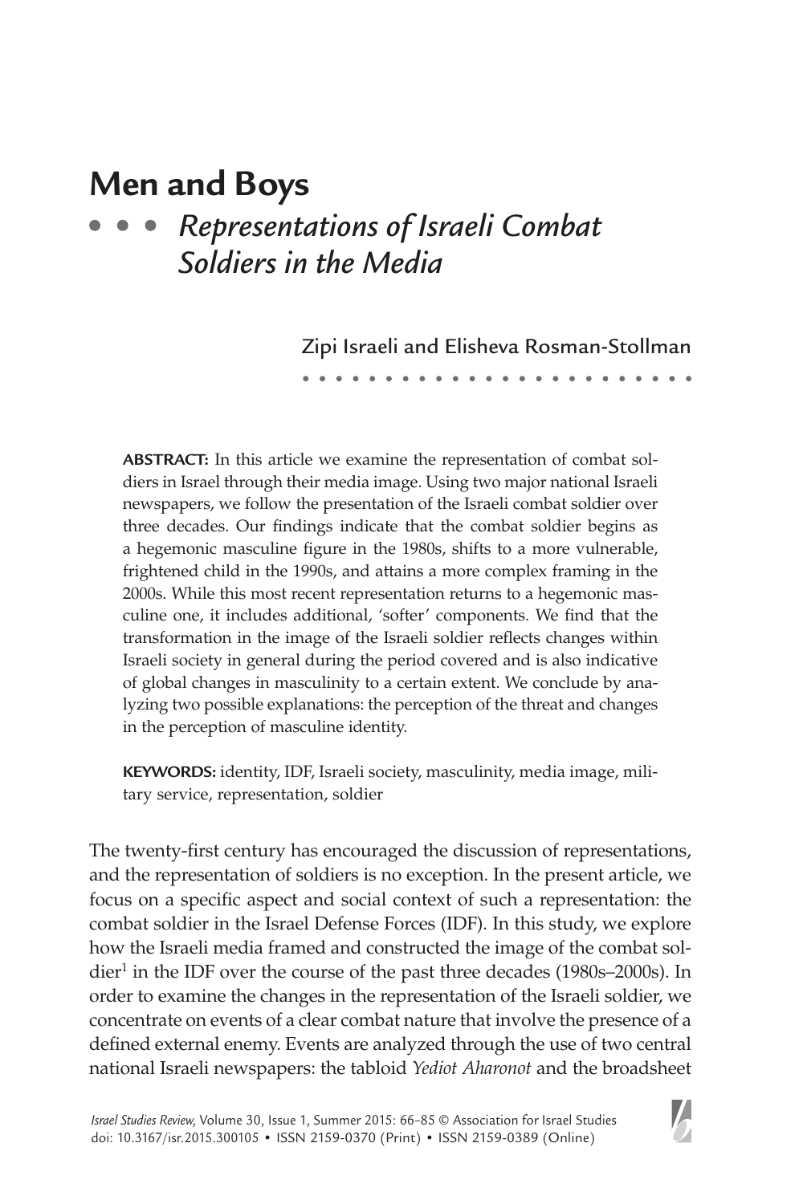# Men and Boys

## *Representations of Israeli Combat Soldiers in the Media*

Zipi Israeli and Elisheva Rosman-Stollman

**ABSTRACT:** In this article we examine the representation of combat soldiers in Israel through their media image. Using two major national Israeli newspapers, we follow the presentation of the Israeli combat soldier over three decades. Our findings indicate that the combat soldier begins as a hegemonic masculine figure in the 1980s, shifts to a more vulnerable, frightened child in the 1990s, and attains a more complex framing in the 2000s. While this most recent representation returns to a hegemonic masculine one, it includes additional, 'softer' components. We find that the transformation in the image of the Israeli soldier reflects changes within Israeli society in general during the period covered and is also indicative of global changes in masculinity to a certain extent. We conclude by analyzing two possible explanations: the perception of the threat and changes in the perception of masculine identity.

**KEYWORDS:** identity, IDF, Israeli society, masculinity, media image, military service, representation, soldier

The twenty-first century has encouraged the discussion of representations, and the representation of soldiers is no exception. In the present article, we focus on a specific aspect and social context of such a representation: the combat soldier in the Israel Defense Forces (IDF). In this study, we explore how the Israeli media framed and constructed the image of the combat soldier[1] in the IDF over the course of the past three decades (1980s–2000s). In order to examine the changes in the representation of the Israeli soldier, we concentrate on events of a clear combat nature that involve the presence of a defined external enemy. Events are analyzed through the use of two central national Israeli newspapers: the tabloid *Yediot Aharonot* and the broadsheet

*Israel Studies Review*, Volume 30, Issue 1, Summer 2015: 66–85 © Association for Israel Studies doi: 10.3167/isr.2015.300105 • ISSN 2159-0370 (Print) • ISSN 2159-0389 (Online)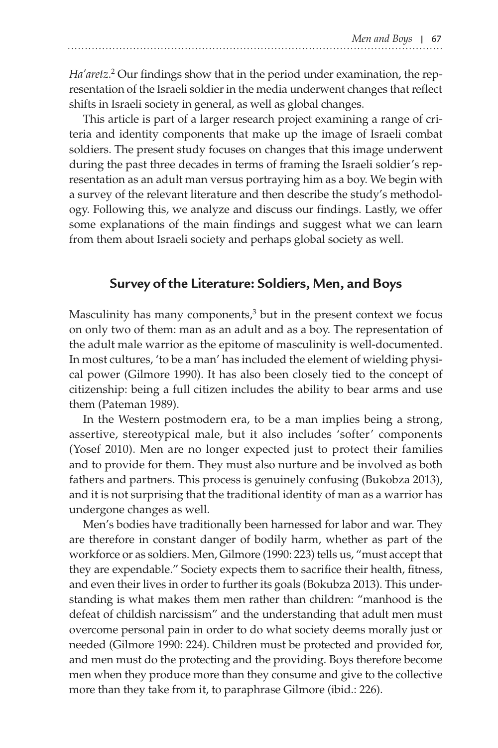*Ha'aretz*.[2] Our findings show that in the period under examination, the representation of the Israeli soldier in the media underwent changes that reflect shifts in Israeli society in general, as well as global changes.

This article is part of a larger research project examining a range of criteria and identity components that make up the image of Israeli combat soldiers. The present study focuses on changes that this image underwent during the past three decades in terms of framing the Israeli soldier's representation as an adult man versus portraying him as a boy. We begin with a survey of the relevant literature and then describe the study's methodology. Following this, we analyze and discuss our findings. Lastly, we offer some explanations of the main findings and suggest what we can learn from them about Israeli society and perhaps global society as well.

## Survey of the Literature: Soldiers, Men, and Boys

Masculinity has many components,[3] but in the present context we focus on only two of them: man as an adult and as a boy. The representation of the adult male warrior as the epitome of masculinity is well-documented. In most cultures, 'to be a man' has included the element of wielding physical power (Gilmore 1990). It has also been closely tied to the concept of citizenship: being a full citizen includes the ability to bear arms and use them (Pateman 1989).

In the Western postmodern era, to be a man implies being a strong, assertive, stereotypical male, but it also includes 'softer' components (Yosef 2010). Men are no longer expected just to protect their families and to provide for them. They must also nurture and be involved as both fathers and partners. This process is genuinely confusing (Bukobza 2013), and it is not surprising that the traditional identity of man as a warrior has undergone changes as well.

Men's bodies have traditionally been harnessed for labor and war. They are therefore in constant danger of bodily harm, whether as part of the workforce or as soldiers. Men, Gilmore (1990: 223) tells us, "must accept that they are expendable." Society expects them to sacrifice their health, fitness, and even their lives in order to further its goals (Bokubza 2013). This understanding is what makes them men rather than children: "manhood is the defeat of childish narcissism" and the understanding that adult men must overcome personal pain in order to do what society deems morally just or needed (Gilmore 1990: 224). Children must be protected and provided for, and men must do the protecting and the providing. Boys therefore become men when they produce more than they consume and give to the collective more than they take from it, to paraphrase Gilmore (ibid.: 226).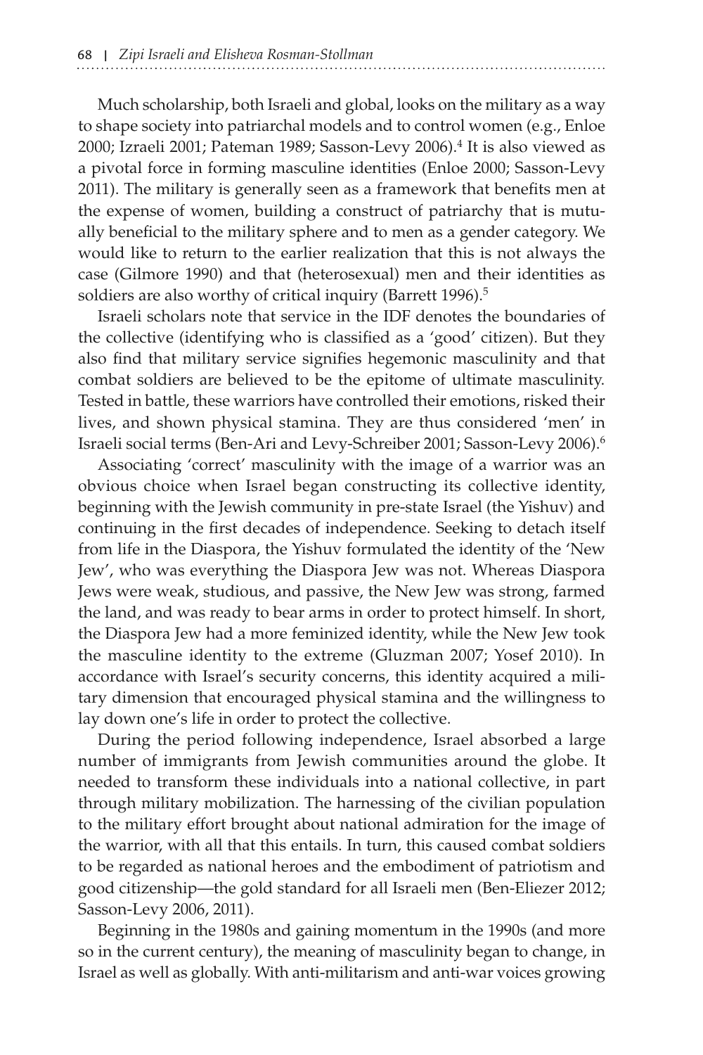Much scholarship, both Israeli and global, looks on the military as a way to shape society into patriarchal models and to control women (e.g., Enloe 2000; Izraeli 2001; Pateman 1989; Sasson-Levy 2006).[4] It is also viewed as a pivotal force in forming masculine identities (Enloe 2000; Sasson-Levy 2011). The military is generally seen as a framework that benefits men at the expense of women, building a construct of patriarchy that is mutually beneficial to the military sphere and to men as a gender category. We would like to return to the earlier realization that this is not always the case (Gilmore 1990) and that (heterosexual) men and their identities as soldiers are also worthy of critical inquiry (Barrett 1996).[5]

Israeli scholars note that service in the IDF denotes the boundaries of the collective (identifying who is classified as a 'good' citizen). But they also find that military service signifies hegemonic masculinity and that combat soldiers are believed to be the epitome of ultimate masculinity. Tested in battle, these warriors have controlled their emotions, risked their lives, and shown physical stamina. They are thus considered 'men' in Israeli social terms (Ben-Ari and Levy-Schreiber 2001; Sasson-Levy 2006).[6]

Associating 'correct' masculinity with the image of a warrior was an obvious choice when Israel began constructing its collective identity, beginning with the Jewish community in pre-state Israel (the Yishuv) and continuing in the first decades of independence. Seeking to detach itself from life in the Diaspora, the Yishuv formulated the identity of the 'New Jew', who was everything the Diaspora Jew was not. Whereas Diaspora Jews were weak, studious, and passive, the New Jew was strong, farmed the land, and was ready to bear arms in order to protect himself. In short, the Diaspora Jew had a more feminized identity, while the New Jew took the masculine identity to the extreme (Gluzman 2007; Yosef 2010). In accordance with Israel's security concerns, this identity acquired a military dimension that encouraged physical stamina and the willingness to lay down one's life in order to protect the collective.

During the period following independence, Israel absorbed a large number of immigrants from Jewish communities around the globe. It needed to transform these individuals into a national collective, in part through military mobilization. The harnessing of the civilian population to the military effort brought about national admiration for the image of the warrior, with all that this entails. In turn, this caused combat soldiers to be regarded as national heroes and the embodiment of patriotism and good citizenship—the gold standard for all Israeli men (Ben-Eliezer 2012; Sasson-Levy 2006, 2011).

Beginning in the 1980s and gaining momentum in the 1990s (and more so in the current century), the meaning of masculinity began to change, in Israel as well as globally. With anti-militarism and anti-war voices growing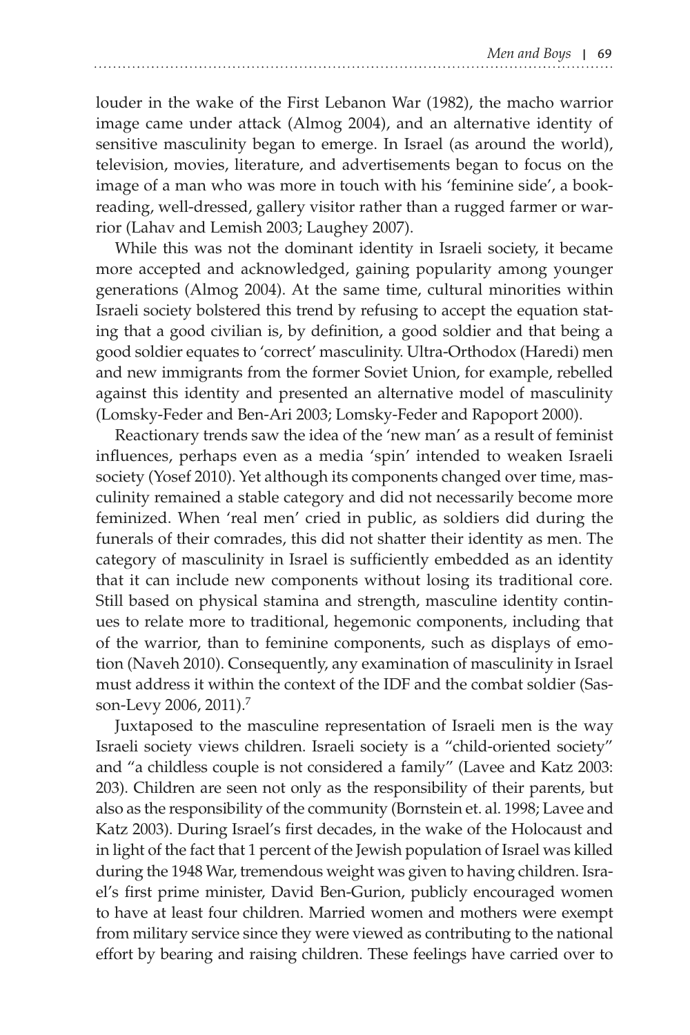louder in the wake of the First Lebanon War (1982), the macho warrior image came under attack (Almog 2004), and an alternative identity of sensitive masculinity began to emerge. In Israel (as around the world), television, movies, literature, and advertisements began to focus on the image of a man who was more in touch with his 'feminine side', a book-reading, well-dressed, gallery visitor rather than a rugged farmer or warrior (Lahav and Lemish 2003; Laughey 2007).

While this was not the dominant identity in Israeli society, it became more accepted and acknowledged, gaining popularity among younger generations (Almog 2004). At the same time, cultural minorities within Israeli society bolstered this trend by refusing to accept the equation stating that a good civilian is, by definition, a good soldier and that being a good soldier equates to 'correct' masculinity. Ultra-Orthodox (Haredi) men and new immigrants from the former Soviet Union, for example, rebelled against this identity and presented an alternative model of masculinity (Lomsky-Feder and Ben-Ari 2003; Lomsky-Feder and Rapoport 2000).

Reactionary trends saw the idea of the 'new man' as a result of feminist influences, perhaps even as a media 'spin' intended to weaken Israeli society (Yosef 2010). Yet although its components changed over time, masculinity remained a stable category and did not necessarily become more feminized. When 'real men' cried in public, as soldiers did during the funerals of their comrades, this did not shatter their identity as men. The category of masculinity in Israel is sufficiently embedded as an identity that it can include new components without losing its traditional core. Still based on physical stamina and strength, masculine identity continues to relate more to traditional, hegemonic components, including that of the warrior, than to feminine components, such as displays of emotion (Naveh 2010). Consequently, any examination of masculinity in Israel must address it within the context of the IDF and the combat soldier (Sasson-Levy 2006, 2011).[7]

Juxtaposed to the masculine representation of Israeli men is the way Israeli society views children. Israeli society is a "child-oriented society" and "a childless couple is not considered a family" (Lavee and Katz 2003: 203). Children are seen not only as the responsibility of their parents, but also as the responsibility of the community (Bornstein et. al. 1998; Lavee and Katz 2003). During Israel's first decades, in the wake of the Holocaust and in light of the fact that 1 percent of the Jewish population of Israel was killed during the 1948 War, tremendous weight was given to having children. Israel's first prime minister, David Ben-Gurion, publicly encouraged women to have at least four children. Married women and mothers were exempt from military service since they were viewed as contributing to the national effort by bearing and raising children. These feelings have carried over to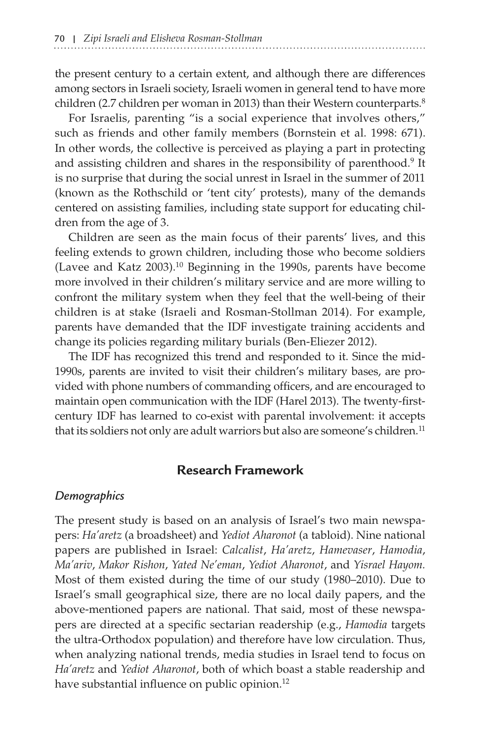the present century to a certain extent, and although there are differences among sectors in Israeli society, Israeli women in general tend to have more children (2.7 children per woman in 2013) than their Western counterparts.[8]

For Israelis, parenting "is a social experience that involves others," such as friends and other family members (Bornstein et al. 1998: 671). In other words, the collective is perceived as playing a part in protecting and assisting children and shares in the responsibility of parenthood.[9] It is no surprise that during the social unrest in Israel in the summer of 2011 (known as the Rothschild or 'tent city' protests), many of the demands centered on assisting families, including state support for educating children from the age of 3.

Children are seen as the main focus of their parents' lives, and this feeling extends to grown children, including those who become soldiers (Lavee and Katz 2003).[10] Beginning in the 1990s, parents have become more involved in their children's military service and are more willing to confront the military system when they feel that the well-being of their children is at stake (Israeli and Rosman-Stollman 2014). For example, parents have demanded that the IDF investigate training accidents and change its policies regarding military burials (Ben-Eliezer 2012).

The IDF has recognized this trend and responded to it. Since the mid-1990s, parents are invited to visit their children's military bases, are provided with phone numbers of commanding officers, and are encouraged to maintain open communication with the IDF (Harel 2013). The twenty-first-century IDF has learned to co-exist with parental involvement: it accepts that its soldiers not only are adult warriors but also are someone's children.[11]

## Research Framework

### *Demographics*

The present study is based on an analysis of Israel's two main newspapers: *Ha'aretz* (a broadsheet) and *Yediot Aharonot* (a tabloid). Nine national papers are published in Israel: *Calcalist*, *Ha'aretz*, *Hamevaser*, *Hamodia*, *Ma'ariv*, *Makor Rishon*, *Yated Ne'eman*, *Yediot Aharonot*, and *Yisrael Hayom.* Most of them existed during the time of our study (1980–2010). Due to Israel's small geographical size, there are no local daily papers, and the above-mentioned papers are national. That said, most of these newspapers are directed at a specific sectarian readership (e.g., *Hamodia* targets the ultra-Orthodox population) and therefore have low circulation. Thus, when analyzing national trends, media studies in Israel tend to focus on *Ha'aretz* and *Yediot Aharonot*, both of which boast a stable readership and have substantial influence on public opinion.[12]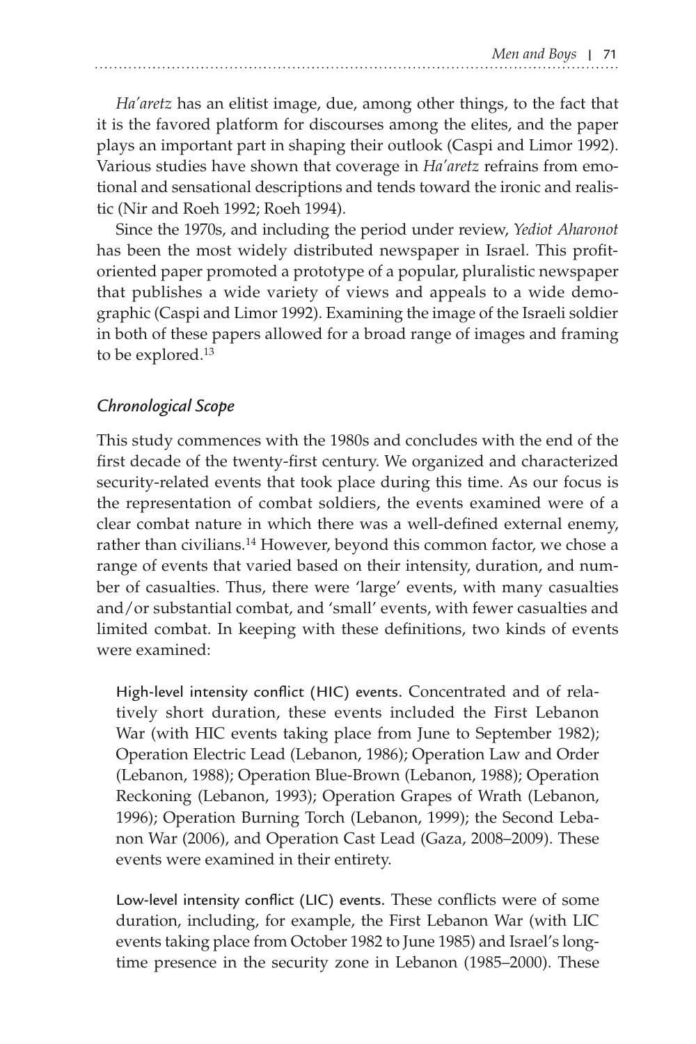*Ha'aretz* has an elitist image, due, among other things, to the fact that it is the favored platform for discourses among the elites, and the paper plays an important part in shaping their outlook (Caspi and Limor 1992). Various studies have shown that coverage in *Ha'aretz* refrains from emotional and sensational descriptions and tends toward the ironic and realistic (Nir and Roeh 1992; Roeh 1994).

Since the 1970s, and including the period under review, *Yediot Aharonot* has been the most widely distributed newspaper in Israel. This profit-oriented paper promoted a prototype of a popular, pluralistic newspaper that publishes a wide variety of views and appeals to a wide demographic (Caspi and Limor 1992). Examining the image of the Israeli soldier in both of these papers allowed for a broad range of images and framing to be explored.[13]

### *Chronological Scope*

This study commences with the 1980s and concludes with the end of the first decade of the twenty-first century. We organized and characterized security-related events that took place during this time. As our focus is the representation of combat soldiers, the events examined were of a clear combat nature in which there was a well-defined external enemy, rather than civilians.[14] However, beyond this common factor, we chose a range of events that varied based on their intensity, duration, and number of casualties. Thus, there were 'large' events, with many casualties and/or substantial combat, and 'small' events, with fewer casualties and limited combat. In keeping with these definitions, two kinds of events were examined:

> High-level intensity conflict (HIC) events. Concentrated and of relatively short duration, these events included the First Lebanon War (with HIC events taking place from June to September 1982); Operation Electric Lead (Lebanon, 1986); Operation Law and Order (Lebanon, 1988); Operation Blue-Brown (Lebanon, 1988); Operation Reckoning (Lebanon, 1993); Operation Grapes of Wrath (Lebanon, 1996); Operation Burning Torch (Lebanon, 1999); the Second Lebanon War (2006), and Operation Cast Lead (Gaza, 2008–2009). These events were examined in their entirety.
>
> Low-level intensity conflict (LIC) events. These conflicts were of some duration, including, for example, the First Lebanon War (with LIC events taking place from October 1982 to June 1985) and Israel's long-time presence in the security zone in Lebanon (1985–2000). These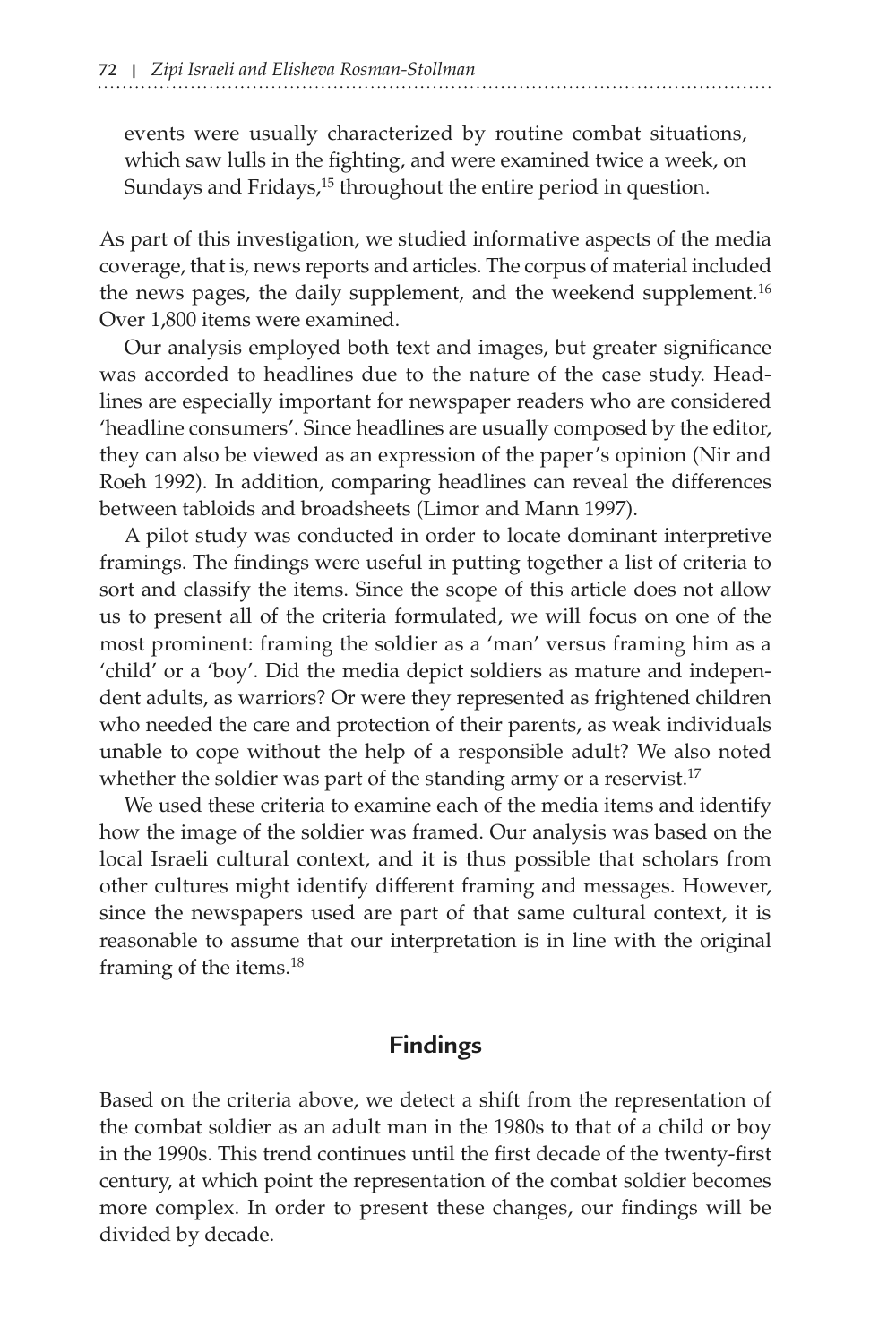events were usually characterized by routine combat situations, which saw lulls in the fighting, and were examined twice a week, on Sundays and Fridays,[15] throughout the entire period in question.

As part of this investigation, we studied informative aspects of the media coverage, that is, news reports and articles. The corpus of material included the news pages, the daily supplement, and the weekend supplement.[16] Over 1,800 items were examined.

Our analysis employed both text and images, but greater significance was accorded to headlines due to the nature of the case study. Headlines are especially important for newspaper readers who are considered 'headline consumers'. Since headlines are usually composed by the editor, they can also be viewed as an expression of the paper's opinion (Nir and Roeh 1992). In addition, comparing headlines can reveal the differences between tabloids and broadsheets (Limor and Mann 1997).

A pilot study was conducted in order to locate dominant interpretive framings. The findings were useful in putting together a list of criteria to sort and classify the items. Since the scope of this article does not allow us to present all of the criteria formulated, we will focus on one of the most prominent: framing the soldier as a 'man' versus framing him as a 'child' or a 'boy'. Did the media depict soldiers as mature and independent adults, as warriors? Or were they represented as frightened children who needed the care and protection of their parents, as weak individuals unable to cope without the help of a responsible adult? We also noted whether the soldier was part of the standing army or a reservist.[17]

We used these criteria to examine each of the media items and identify how the image of the soldier was framed. Our analysis was based on the local Israeli cultural context, and it is thus possible that scholars from other cultures might identify different framing and messages. However, since the newspapers used are part of that same cultural context, it is reasonable to assume that our interpretation is in line with the original framing of the items.[18]

## Findings

Based on the criteria above, we detect a shift from the representation of the combat soldier as an adult man in the 1980s to that of a child or boy in the 1990s. This trend continues until the first decade of the twenty-first century, at which point the representation of the combat soldier becomes more complex. In order to present these changes, our findings will be divided by decade.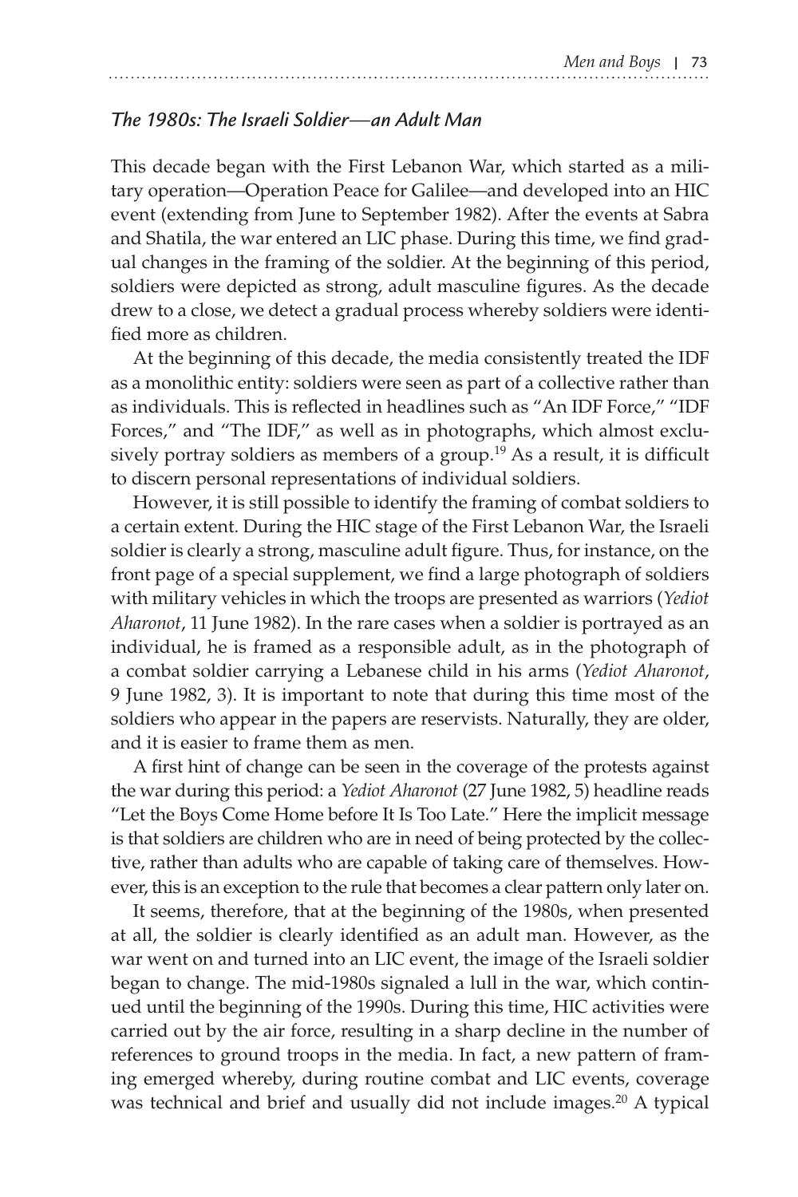### *The 1980s: The Israeli Soldier—an Adult Man*

This decade began with the First Lebanon War, which started as a military operation—Operation Peace for Galilee—and developed into an HIC event (extending from June to September 1982). After the events at Sabra and Shatila, the war entered an LIC phase. During this time, we find gradual changes in the framing of the soldier. At the beginning of this period, soldiers were depicted as strong, adult masculine figures. As the decade drew to a close, we detect a gradual process whereby soldiers were identified more as children.

At the beginning of this decade, the media consistently treated the IDF as a monolithic entity: soldiers were seen as part of a collective rather than as individuals. This is reflected in headlines such as "An IDF Force," "IDF Forces," and "The IDF," as well as in photographs, which almost exclusively portray soldiers as members of a group.[19] As a result, it is difficult to discern personal representations of individual soldiers.

However, it is still possible to identify the framing of combat soldiers to a certain extent. During the HIC stage of the First Lebanon War, the Israeli soldier is clearly a strong, masculine adult figure. Thus, for instance, on the front page of a special supplement, we find a large photograph of soldiers with military vehicles in which the troops are presented as warriors (*Yediot Aharonot*, 11 June 1982). In the rare cases when a soldier is portrayed as an individual, he is framed as a responsible adult, as in the photograph of a combat soldier carrying a Lebanese child in his arms (*Yediot Aharonot*, 9 June 1982, 3). It is important to note that during this time most of the soldiers who appear in the papers are reservists. Naturally, they are older, and it is easier to frame them as men.

A first hint of change can be seen in the coverage of the protests against the war during this period: a *Yediot Aharonot* (27 June 1982, 5) headline reads "Let the Boys Come Home before It Is Too Late." Here the implicit message is that soldiers are children who are in need of being protected by the collective, rather than adults who are capable of taking care of themselves. However, this is an exception to the rule that becomes a clear pattern only later on.

It seems, therefore, that at the beginning of the 1980s, when presented at all, the soldier is clearly identified as an adult man. However, as the war went on and turned into an LIC event, the image of the Israeli soldier began to change. The mid-1980s signaled a lull in the war, which continued until the beginning of the 1990s. During this time, HIC activities were carried out by the air force, resulting in a sharp decline in the number of references to ground troops in the media. In fact, a new pattern of framing emerged whereby, during routine combat and LIC events, coverage was technical and brief and usually did not include images.[20] A typical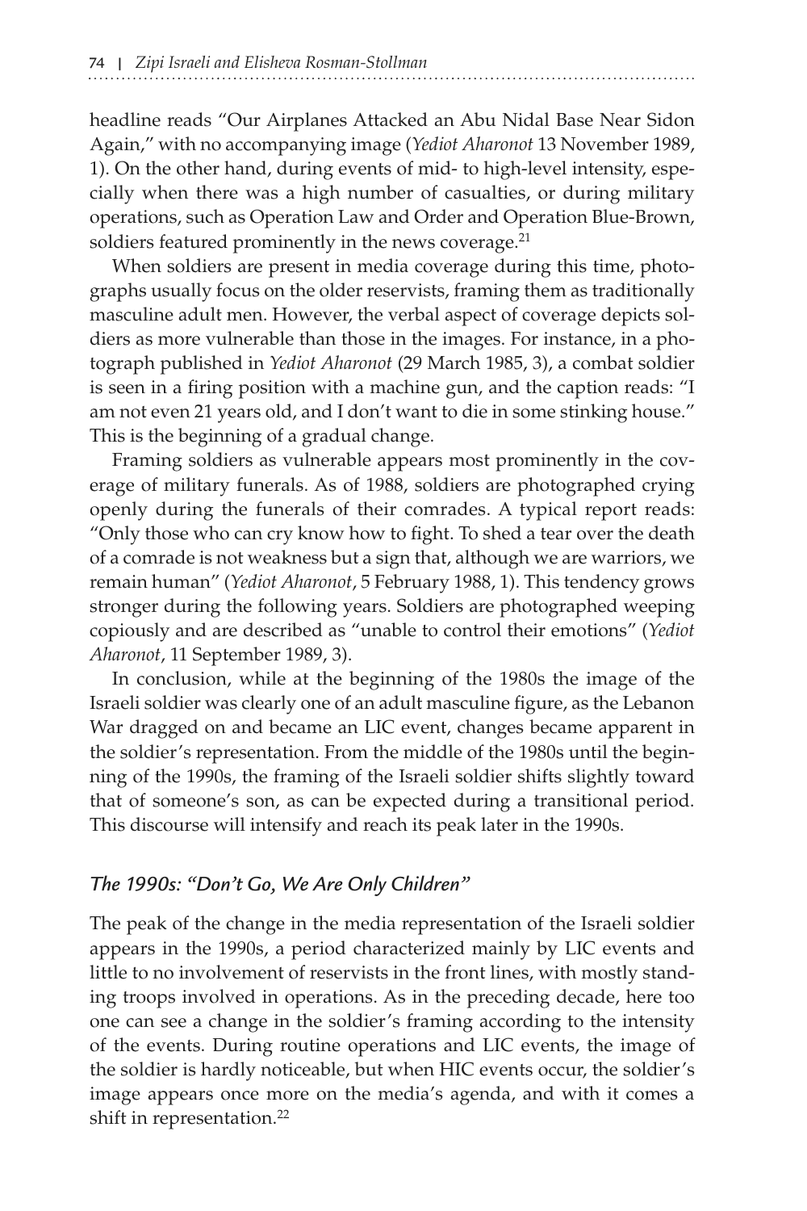headline reads "Our Airplanes Attacked an Abu Nidal Base Near Sidon Again," with no accompanying image (*Yediot Aharonot* 13 November 1989, 1). On the other hand, during events of mid- to high-level intensity, especially when there was a high number of casualties, or during military operations, such as Operation Law and Order and Operation Blue-Brown, soldiers featured prominently in the news coverage.[21]

When soldiers are present in media coverage during this time, photographs usually focus on the older reservists, framing them as traditionally masculine adult men. However, the verbal aspect of coverage depicts soldiers as more vulnerable than those in the images. For instance, in a photograph published in *Yediot Aharonot* (29 March 1985, 3), a combat soldier is seen in a firing position with a machine gun, and the caption reads: "I am not even 21 years old, and I don't want to die in some stinking house." This is the beginning of a gradual change.

Framing soldiers as vulnerable appears most prominently in the coverage of military funerals. As of 1988, soldiers are photographed crying openly during the funerals of their comrades. A typical report reads: "Only those who can cry know how to fight. To shed a tear over the death of a comrade is not weakness but a sign that, although we are warriors, we remain human" (*Yediot Aharonot*, 5 February 1988, 1). This tendency grows stronger during the following years. Soldiers are photographed weeping copiously and are described as "unable to control their emotions" (*Yediot Aharonot*, 11 September 1989, 3).

In conclusion, while at the beginning of the 1980s the image of the Israeli soldier was clearly one of an adult masculine figure, as the Lebanon War dragged on and became an LIC event, changes became apparent in the soldier's representation. From the middle of the 1980s until the beginning of the 1990s, the framing of the Israeli soldier shifts slightly toward that of someone's son, as can be expected during a transitional period. This discourse will intensify and reach its peak later in the 1990s.

### *The 1990s: "Don't Go, We Are Only Children"*

The peak of the change in the media representation of the Israeli soldier appears in the 1990s, a period characterized mainly by LIC events and little to no involvement of reservists in the front lines, with mostly standing troops involved in operations. As in the preceding decade, here too one can see a change in the soldier's framing according to the intensity of the events. During routine operations and LIC events, the image of the soldier is hardly noticeable, but when HIC events occur, the soldier's image appears once more on the media's agenda, and with it comes a shift in representation.[22]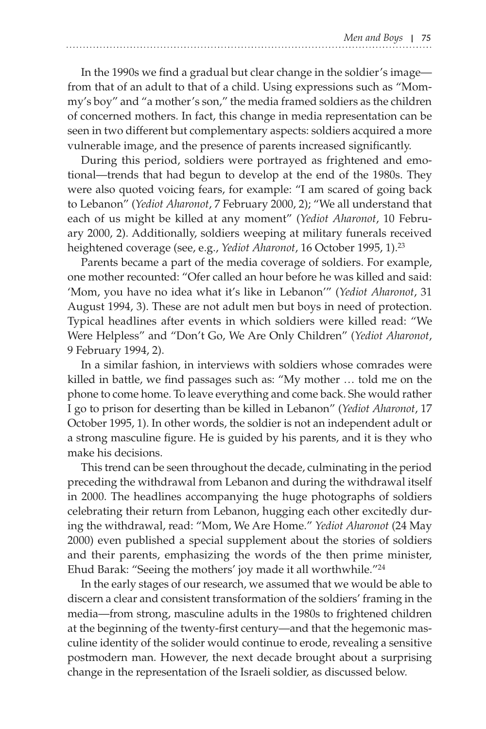In the 1990s we find a gradual but clear change in the soldier's image—from that of an adult to that of a child. Using expressions such as "Mommy's boy" and "a mother's son," the media framed soldiers as the children of concerned mothers. In fact, this change in media representation can be seen in two different but complementary aspects: soldiers acquired a more vulnerable image, and the presence of parents increased significantly.

During this period, soldiers were portrayed as frightened and emotional—trends that had begun to develop at the end of the 1980s. They were also quoted voicing fears, for example: "I am scared of going back to Lebanon" (*Yediot Aharonot*, 7 February 2000, 2); "We all understand that each of us might be killed at any moment" (*Yediot Aharonot*, 10 February 2000, 2). Additionally, soldiers weeping at military funerals received heightened coverage (see, e.g., *Yediot Aharonot*, 16 October 1995, 1).[23]

Parents became a part of the media coverage of soldiers. For example, one mother recounted: "Ofer called an hour before he was killed and said: 'Mom, you have no idea what it's like in Lebanon'" (*Yediot Aharonot*, 31 August 1994, 3). These are not adult men but boys in need of protection. Typical headlines after events in which soldiers were killed read: "We Were Helpless" and "Don't Go, We Are Only Children" (*Yediot Aharonot*, 9 February 1994, 2).

In a similar fashion, in interviews with soldiers whose comrades were killed in battle, we find passages such as: "My mother … told me on the phone to come home. To leave everything and come back. She would rather I go to prison for deserting than be killed in Lebanon" (*Yediot Aharonot*, 17 October 1995, 1). In other words, the soldier is not an independent adult or a strong masculine figure. He is guided by his parents, and it is they who make his decisions.

This trend can be seen throughout the decade, culminating in the period preceding the withdrawal from Lebanon and during the withdrawal itself in 2000. The headlines accompanying the huge photographs of soldiers celebrating their return from Lebanon, hugging each other excitedly during the withdrawal, read: "Mom, We Are Home." *Yediot Aharonot* (24 May 2000) even published a special supplement about the stories of soldiers and their parents, emphasizing the words of the then prime minister, Ehud Barak: "Seeing the mothers' joy made it all worthwhile."[24]

In the early stages of our research, we assumed that we would be able to discern a clear and consistent transformation of the soldiers' framing in the media—from strong, masculine adults in the 1980s to frightened children at the beginning of the twenty-first century—and that the hegemonic masculine identity of the solider would continue to erode, revealing a sensitive postmodern man. However, the next decade brought about a surprising change in the representation of the Israeli soldier, as discussed below.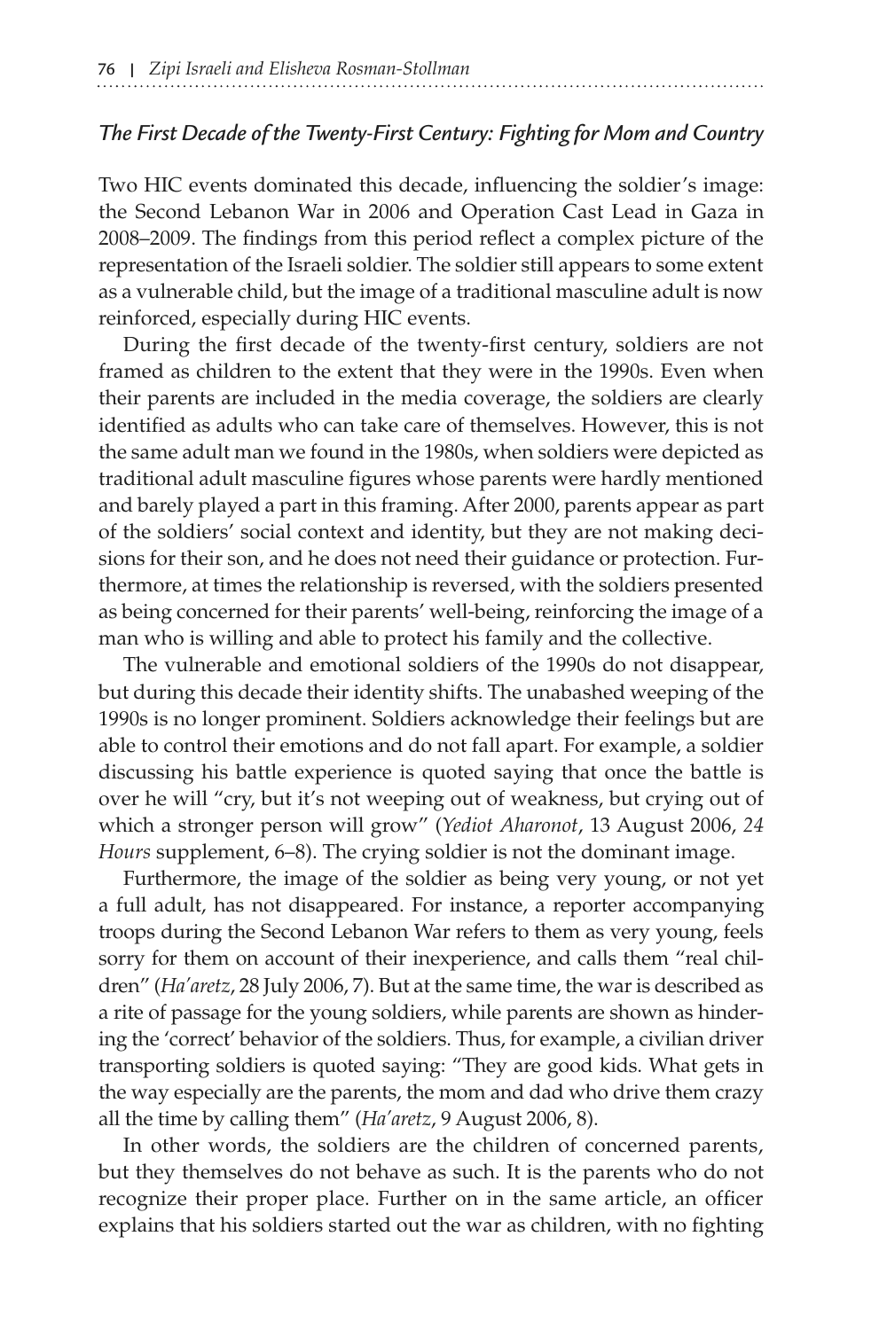### *The First Decade of the Twenty-First Century: Fighting for Mom and Country*

Two HIC events dominated this decade, influencing the soldier's image: the Second Lebanon War in 2006 and Operation Cast Lead in Gaza in 2008–2009. The findings from this period reflect a complex picture of the representation of the Israeli soldier. The soldier still appears to some extent as a vulnerable child, but the image of a traditional masculine adult is now reinforced, especially during HIC events.

During the first decade of the twenty-first century, soldiers are not framed as children to the extent that they were in the 1990s. Even when their parents are included in the media coverage, the soldiers are clearly identified as adults who can take care of themselves. However, this is not the same adult man we found in the 1980s, when soldiers were depicted as traditional adult masculine figures whose parents were hardly mentioned and barely played a part in this framing. After 2000, parents appear as part of the soldiers' social context and identity, but they are not making decisions for their son, and he does not need their guidance or protection. Furthermore, at times the relationship is reversed, with the soldiers presented as being concerned for their parents' well-being, reinforcing the image of a man who is willing and able to protect his family and the collective.

The vulnerable and emotional soldiers of the 1990s do not disappear, but during this decade their identity shifts. The unabashed weeping of the 1990s is no longer prominent. Soldiers acknowledge their feelings but are able to control their emotions and do not fall apart. For example, a soldier discussing his battle experience is quoted saying that once the battle is over he will "cry, but it's not weeping out of weakness, but crying out of which a stronger person will grow" (*Yediot Aharonot*, 13 August 2006, *24 Hours* supplement, 6–8). The crying soldier is not the dominant image.

Furthermore, the image of the soldier as being very young, or not yet a full adult, has not disappeared. For instance, a reporter accompanying troops during the Second Lebanon War refers to them as very young, feels sorry for them on account of their inexperience, and calls them "real children" (*Ha'aretz*, 28 July 2006, 7). But at the same time, the war is described as a rite of passage for the young soldiers, while parents are shown as hindering the 'correct' behavior of the soldiers. Thus, for example, a civilian driver transporting soldiers is quoted saying: "They are good kids. What gets in the way especially are the parents, the mom and dad who drive them crazy all the time by calling them" (*Ha'aretz*, 9 August 2006, 8).

In other words, the soldiers are the children of concerned parents, but they themselves do not behave as such. It is the parents who do not recognize their proper place. Further on in the same article, an officer explains that his soldiers started out the war as children, with no fighting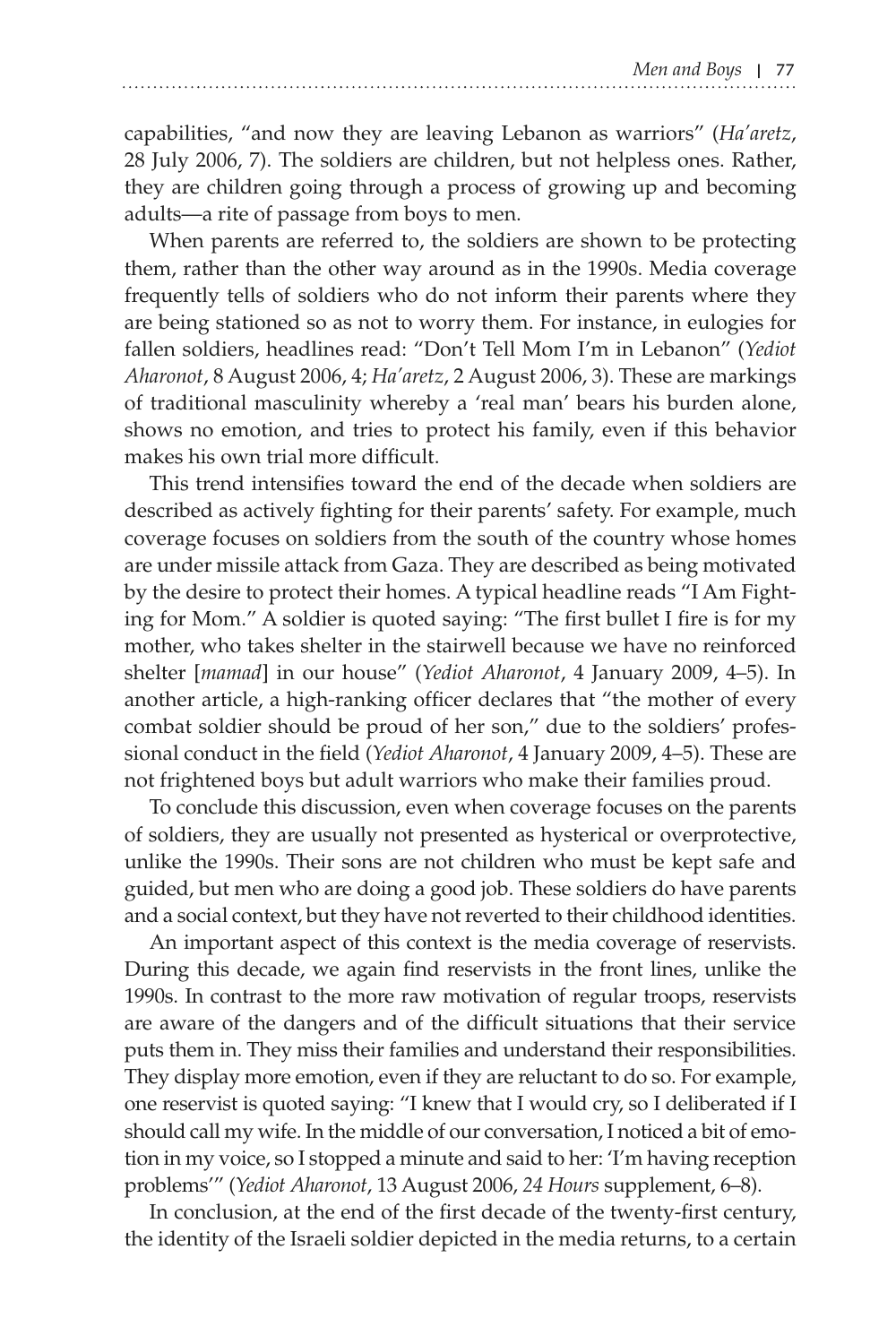capabilities, "and now they are leaving Lebanon as warriors" (*Ha'aretz*, 28 July 2006, 7). The soldiers are children, but not helpless ones. Rather, they are children going through a process of growing up and becoming adults—a rite of passage from boys to men.

When parents are referred to, the soldiers are shown to be protecting them, rather than the other way around as in the 1990s. Media coverage frequently tells of soldiers who do not inform their parents where they are being stationed so as not to worry them. For instance, in eulogies for fallen soldiers, headlines read: "Don't Tell Mom I'm in Lebanon" (*Yediot Aharonot*, 8 August 2006, 4; *Ha'aretz*, 2 August 2006, 3). These are markings of traditional masculinity whereby a 'real man' bears his burden alone, shows no emotion, and tries to protect his family, even if this behavior makes his own trial more difficult.

This trend intensifies toward the end of the decade when soldiers are described as actively fighting for their parents' safety. For example, much coverage focuses on soldiers from the south of the country whose homes are under missile attack from Gaza. They are described as being motivated by the desire to protect their homes. A typical headline reads "I Am Fighting for Mom." A soldier is quoted saying: "The first bullet I fire is for my mother, who takes shelter in the stairwell because we have no reinforced shelter [*mamad*] in our house" (*Yediot Aharonot*, 4 January 2009, 4–5). In another article, a high-ranking officer declares that "the mother of every combat soldier should be proud of her son," due to the soldiers' professional conduct in the field (*Yediot Aharonot*, 4 January 2009, 4–5). These are not frightened boys but adult warriors who make their families proud.

To conclude this discussion, even when coverage focuses on the parents of soldiers, they are usually not presented as hysterical or overprotective, unlike the 1990s. Their sons are not children who must be kept safe and guided, but men who are doing a good job. These soldiers do have parents and a social context, but they have not reverted to their childhood identities.

An important aspect of this context is the media coverage of reservists. During this decade, we again find reservists in the front lines, unlike the 1990s. In contrast to the more raw motivation of regular troops, reservists are aware of the dangers and of the difficult situations that their service puts them in. They miss their families and understand their responsibilities. They display more emotion, even if they are reluctant to do so. For example, one reservist is quoted saying: "I knew that I would cry, so I deliberated if I should call my wife. In the middle of our conversation, I noticed a bit of emotion in my voice, so I stopped a minute and said to her: 'I'm having reception problems'" (*Yediot Aharonot*, 13 August 2006, *24 Hours* supplement, 6–8).

In conclusion, at the end of the first decade of the twenty-first century, the identity of the Israeli soldier depicted in the media returns, to a certain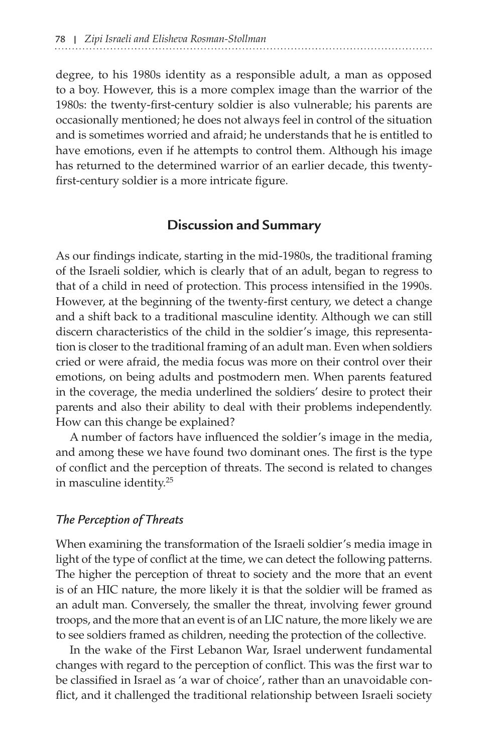degree, to his 1980s identity as a responsible adult, a man as opposed to a boy. However, this is a more complex image than the warrior of the 1980s: the twenty-first-century soldier is also vulnerable; his parents are occasionally mentioned; he does not always feel in control of the situation and is sometimes worried and afraid; he understands that he is entitled to have emotions, even if he attempts to control them. Although his image has returned to the determined warrior of an earlier decade, this twenty-first-century soldier is a more intricate figure.

## Discussion and Summary

As our findings indicate, starting in the mid-1980s, the traditional framing of the Israeli soldier, which is clearly that of an adult, began to regress to that of a child in need of protection. This process intensified in the 1990s. However, at the beginning of the twenty-first century, we detect a change and a shift back to a traditional masculine identity. Although we can still discern characteristics of the child in the soldier's image, this representation is closer to the traditional framing of an adult man. Even when soldiers cried or were afraid, the media focus was more on their control over their emotions, on being adults and postmodern men. When parents featured in the coverage, the media underlined the soldiers' desire to protect their parents and also their ability to deal with their problems independently. How can this change be explained?

A number of factors have influenced the soldier's image in the media, and among these we have found two dominant ones. The first is the type of conflict and the perception of threats. The second is related to changes in masculine identity.[25]

### *The Perception of Threats*

When examining the transformation of the Israeli soldier's media image in light of the type of conflict at the time, we can detect the following patterns. The higher the perception of threat to society and the more that an event is of an HIC nature, the more likely it is that the soldier will be framed as an adult man. Conversely, the smaller the threat, involving fewer ground troops, and the more that an event is of an LIC nature, the more likely we are to see soldiers framed as children, needing the protection of the collective.

In the wake of the First Lebanon War, Israel underwent fundamental changes with regard to the perception of conflict. This was the first war to be classified in Israel as 'a war of choice', rather than an unavoidable conflict, and it challenged the traditional relationship between Israeli society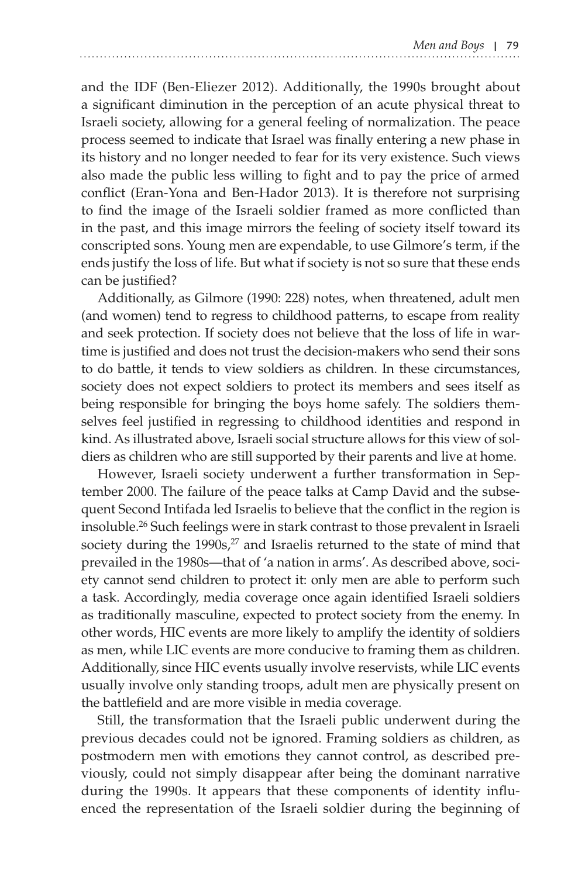and the IDF (Ben-Eliezer 2012). Additionally, the 1990s brought about a significant diminution in the perception of an acute physical threat to Israeli society, allowing for a general feeling of normalization. The peace process seemed to indicate that Israel was finally entering a new phase in its history and no longer needed to fear for its very existence. Such views also made the public less willing to fight and to pay the price of armed conflict (Eran-Yona and Ben-Hador 2013). It is therefore not surprising to find the image of the Israeli soldier framed as more conflicted than in the past, and this image mirrors the feeling of society itself toward its conscripted sons. Young men are expendable, to use Gilmore's term, if the ends justify the loss of life. But what if society is not so sure that these ends can be justified?

Additionally, as Gilmore (1990: 228) notes, when threatened, adult men (and women) tend to regress to childhood patterns, to escape from reality and seek protection. If society does not believe that the loss of life in wartime is justified and does not trust the decision-makers who send their sons to do battle, it tends to view soldiers as children. In these circumstances, society does not expect soldiers to protect its members and sees itself as being responsible for bringing the boys home safely. The soldiers themselves feel justified in regressing to childhood identities and respond in kind. As illustrated above, Israeli social structure allows for this view of soldiers as children who are still supported by their parents and live at home.

However, Israeli society underwent a further transformation in September 2000. The failure of the peace talks at Camp David and the subsequent Second Intifada led Israelis to believe that the conflict in the region is insoluble.[26] Such feelings were in stark contrast to those prevalent in Israeli society during the 1990s,[27] and Israelis returned to the state of mind that prevailed in the 1980s—that of 'a nation in arms'. As described above, society cannot send children to protect it: only men are able to perform such a task. Accordingly, media coverage once again identified Israeli soldiers as traditionally masculine, expected to protect society from the enemy. In other words, HIC events are more likely to amplify the identity of soldiers as men, while LIC events are more conducive to framing them as children. Additionally, since HIC events usually involve reservists, while LIC events usually involve only standing troops, adult men are physically present on the battlefield and are more visible in media coverage.

Still, the transformation that the Israeli public underwent during the previous decades could not be ignored. Framing soldiers as children, as postmodern men with emotions they cannot control, as described previously, could not simply disappear after being the dominant narrative during the 1990s. It appears that these components of identity influenced the representation of the Israeli soldier during the beginning of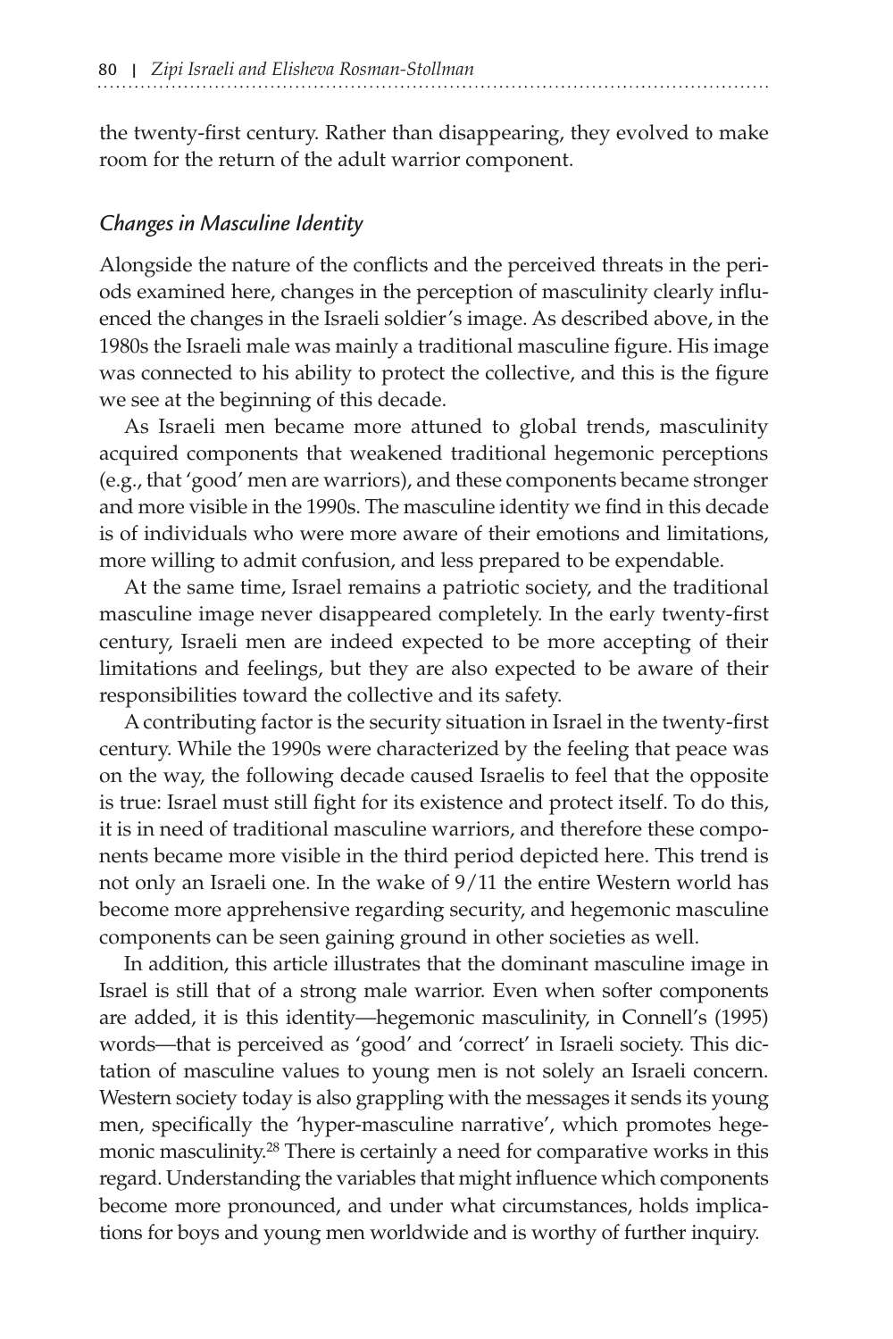the twenty-first century. Rather than disappearing, they evolved to make room for the return of the adult warrior component.

### *Changes in Masculine Identity*

Alongside the nature of the conflicts and the perceived threats in the periods examined here, changes in the perception of masculinity clearly influenced the changes in the Israeli soldier's image. As described above, in the 1980s the Israeli male was mainly a traditional masculine figure. His image was connected to his ability to protect the collective, and this is the figure we see at the beginning of this decade.

As Israeli men became more attuned to global trends, masculinity acquired components that weakened traditional hegemonic perceptions (e.g., that 'good' men are warriors), and these components became stronger and more visible in the 1990s. The masculine identity we find in this decade is of individuals who were more aware of their emotions and limitations, more willing to admit confusion, and less prepared to be expendable.

At the same time, Israel remains a patriotic society, and the traditional masculine image never disappeared completely. In the early twenty-first century, Israeli men are indeed expected to be more accepting of their limitations and feelings, but they are also expected to be aware of their responsibilities toward the collective and its safety.

A contributing factor is the security situation in Israel in the twenty-first century. While the 1990s were characterized by the feeling that peace was on the way, the following decade caused Israelis to feel that the opposite is true: Israel must still fight for its existence and protect itself. To do this, it is in need of traditional masculine warriors, and therefore these components became more visible in the third period depicted here. This trend is not only an Israeli one. In the wake of 9/11 the entire Western world has become more apprehensive regarding security, and hegemonic masculine components can be seen gaining ground in other societies as well.

In addition, this article illustrates that the dominant masculine image in Israel is still that of a strong male warrior. Even when softer components are added, it is this identity—hegemonic masculinity, in Connell's (1995) words—that is perceived as 'good' and 'correct' in Israeli society. This dictation of masculine values to young men is not solely an Israeli concern. Western society today is also grappling with the messages it sends its young men, specifically the 'hyper-masculine narrative', which promotes hegemonic masculinity.[28] There is certainly a need for comparative works in this regard. Understanding the variables that might influence which components become more pronounced, and under what circumstances, holds implications for boys and young men worldwide and is worthy of further inquiry.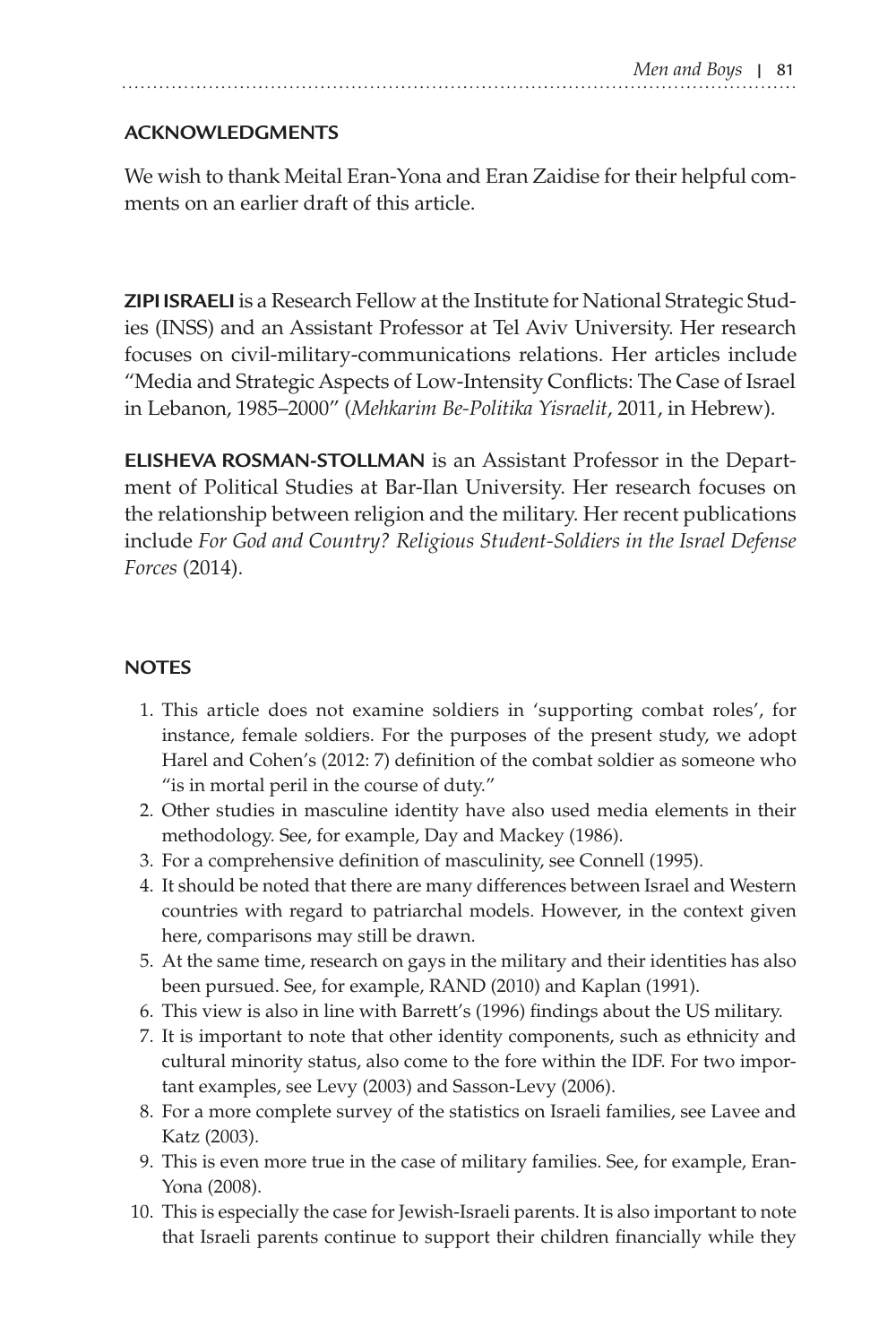## ACKNOWLEDGMENTS

We wish to thank Meital Eran-Yona and Eran Zaidise for their helpful comments on an earlier draft of this article.

**ZIPI ISRAELI** is a Research Fellow at the Institute for National Strategic Studies (INSS) and an Assistant Professor at Tel Aviv University. Her research focuses on civil-military-communications relations. Her articles include "Media and Strategic Aspects of Low-Intensity Conflicts: The Case of Israel in Lebanon, 1985–2000" (*Mehkarim Be-Politika Yisraelit*, 2011, in Hebrew).

**ELISHEVA ROSMAN-STOLLMAN** is an Assistant Professor in the Department of Political Studies at Bar-Ilan University. Her research focuses on the relationship between religion and the military. Her recent publications include *For God and Country? Religious Student-Soldiers in the Israel Defense Forces* (2014).

## NOTES

1. This article does not examine soldiers in 'supporting combat roles', for instance, female soldiers. For the purposes of the present study, we adopt Harel and Cohen's (2012: 7) definition of the combat soldier as someone who "is in mortal peril in the course of duty."
2. Other studies in masculine identity have also used media elements in their methodology. See, for example, Day and Mackey (1986).
3. For a comprehensive definition of masculinity, see Connell (1995).
4. It should be noted that there are many differences between Israel and Western countries with regard to patriarchal models. However, in the context given here, comparisons may still be drawn.
5. At the same time, research on gays in the military and their identities has also been pursued. See, for example, RAND (2010) and Kaplan (1991).
6. This view is also in line with Barrett's (1996) findings about the US military.
7. It is important to note that other identity components, such as ethnicity and cultural minority status, also come to the fore within the IDF. For two important examples, see Levy (2003) and Sasson-Levy (2006).
8. For a more complete survey of the statistics on Israeli families, see Lavee and Katz (2003).
9. This is even more true in the case of military families. See, for example, Eran-Yona (2008).
10. This is especially the case for Jewish-Israeli parents. It is also important to note that Israeli parents continue to support their children financially while they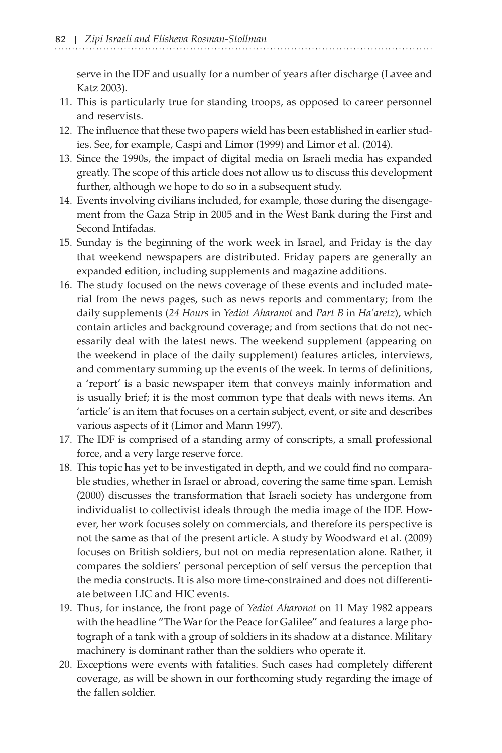serve in the IDF and usually for a number of years after discharge (Lavee and Katz 2003).

11. This is particularly true for standing troops, as opposed to career personnel and reservists.
12. The influence that these two papers wield has been established in earlier studies. See, for example, Caspi and Limor (1999) and Limor et al. (2014).
13. Since the 1990s, the impact of digital media on Israeli media has expanded greatly. The scope of this article does not allow us to discuss this development further, although we hope to do so in a subsequent study.
14. Events involving civilians included, for example, those during the disengagement from the Gaza Strip in 2005 and in the West Bank during the First and Second Intifadas.
15. Sunday is the beginning of the work week in Israel, and Friday is the day that weekend newspapers are distributed. Friday papers are generally an expanded edition, including supplements and magazine additions.
16. The study focused on the news coverage of these events and included material from the news pages, such as news reports and commentary; from the daily supplements (*24 Hours* in *Yediot Aharanot* and *Part B* in *Ha'aretz*), which contain articles and background coverage; and from sections that do not necessarily deal with the latest news. The weekend supplement (appearing on the weekend in place of the daily supplement) features articles, interviews, and commentary summing up the events of the week. In terms of definitions, a 'report' is a basic newspaper item that conveys mainly information and is usually brief; it is the most common type that deals with news items. An 'article' is an item that focuses on a certain subject, event, or site and describes various aspects of it (Limor and Mann 1997).
17. The IDF is comprised of a standing army of conscripts, a small professional force, and a very large reserve force.
18. This topic has yet to be investigated in depth, and we could find no comparable studies, whether in Israel or abroad, covering the same time span. Lemish (2000) discusses the transformation that Israeli society has undergone from individualist to collectivist ideals through the media image of the IDF. However, her work focuses solely on commercials, and therefore its perspective is not the same as that of the present article. A study by Woodward et al. (2009) focuses on British soldiers, but not on media representation alone. Rather, it compares the soldiers' personal perception of self versus the perception that the media constructs. It is also more time-constrained and does not differentiate between LIC and HIC events.
19. Thus, for instance, the front page of *Yediot Aharonot* on 11 May 1982 appears with the headline "The War for the Peace for Galilee" and features a large photograph of a tank with a group of soldiers in its shadow at a distance. Military machinery is dominant rather than the soldiers who operate it.
20. Exceptions were events with fatalities. Such cases had completely different coverage, as will be shown in our forthcoming study regarding the image of the fallen soldier.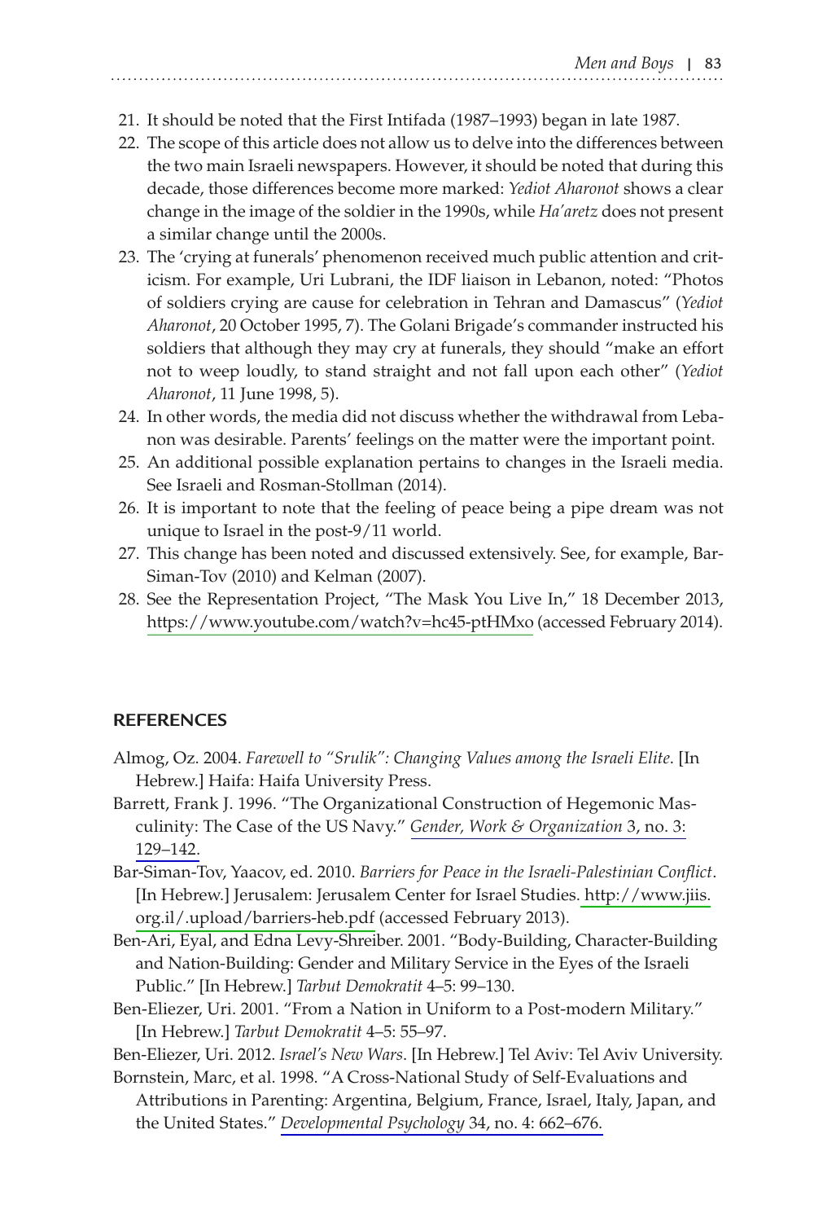21. It should be noted that the First Intifada (1987–1993) began in late 1987.
22. The scope of this article does not allow us to delve into the differences between the two main Israeli newspapers. However, it should be noted that during this decade, those differences become more marked: *Yediot Aharonot* shows a clear change in the image of the soldier in the 1990s, while *Ha'aretz* does not present a similar change until the 2000s.
23. The 'crying at funerals' phenomenon received much public attention and criticism. For example, Uri Lubrani, the IDF liaison in Lebanon, noted: "Photos of soldiers crying are cause for celebration in Tehran and Damascus" (*Yediot Aharonot*, 20 October 1995, 7). The Golani Brigade's commander instructed his soldiers that although they may cry at funerals, they should "make an effort not to weep loudly, to stand straight and not fall upon each other" (*Yediot Aharonot*, 11 June 1998, 5).
24. In other words, the media did not discuss whether the withdrawal from Lebanon was desirable. Parents' feelings on the matter were the important point.
25. An additional possible explanation pertains to changes in the Israeli media. See Israeli and Rosman-Stollman (2014).
26. It is important to note that the feeling of peace being a pipe dream was not unique to Israel in the post-9/11 world.
27. This change has been noted and discussed extensively. See, for example, Bar-Siman-Tov (2010) and Kelman (2007).
28. See the Representation Project, "The Mask You Live In," 18 December 2013, https://www.youtube.com/watch?v=hc45-ptHMxo (accessed February 2014).

## REFERENCES

Almog, Oz. 2004. *Farewell to "Srulik": Changing Values among the Israeli Elite*. [In Hebrew.] Haifa: Haifa University Press.

Barrett, Frank J. 1996. "The Organizational Construction of Hegemonic Masculinity: The Case of the US Navy." *Gender, Work & Organization* 3, no. 3: 129–142.

Bar-Siman-Tov, Yaacov, ed. 2010. *Barriers for Peace in the Israeli-Palestinian Conflict*. [In Hebrew.] Jerusalem: Jerusalem Center for Israel Studies. http://www.jiis.org.il/.upload/barriers-heb.pdf (accessed February 2013).

Ben-Ari, Eyal, and Edna Levy-Shreiber. 2001. "Body-Building, Character-Building and Nation-Building: Gender and Military Service in the Eyes of the Israeli Public." [In Hebrew.] *Tarbut Demokratit* 4–5: 99–130.

Ben-Eliezer, Uri. 2001. "From a Nation in Uniform to a Post-modern Military." [In Hebrew.] *Tarbut Demokratit* 4–5: 55–97.

Ben-Eliezer, Uri. 2012. *Israel's New Wars*. [In Hebrew.] Tel Aviv: Tel Aviv University.

Bornstein, Marc, et al. 1998. "A Cross-National Study of Self-Evaluations and Attributions in Parenting: Argentina, Belgium, France, Israel, Italy, Japan, and the United States." *Developmental Psychology* 34, no. 4: 662–676.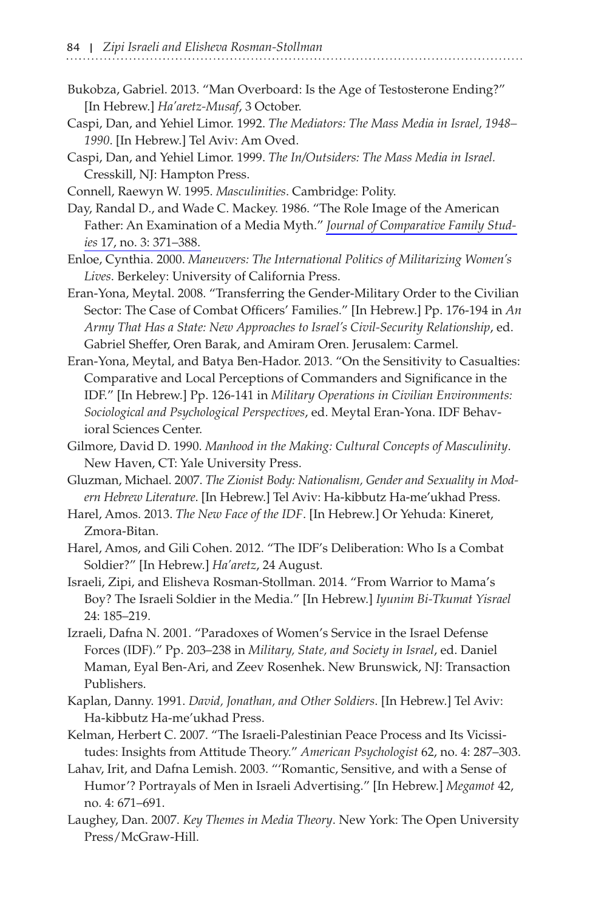Bukobza, Gabriel. 2013. "Man Overboard: Is the Age of Testosterone Ending?" [In Hebrew.] *Ha'aretz-Musaf*, 3 October.

Caspi, Dan, and Yehiel Limor. 1992. *The Mediators: The Mass Media in Israel, 1948–1990*. [In Hebrew.] Tel Aviv: Am Oved.

Caspi, Dan, and Yehiel Limor. 1999. *The In/Outsiders: The Mass Media in Israel.* Cresskill, NJ: Hampton Press.

Connell, Raewyn W. 1995. *Masculinities*. Cambridge: Polity.

Day, Randal D., and Wade C. Mackey. 1986. "The Role Image of the American Father: An Examination of a Media Myth." *Journal of Comparative Family Studies* 17, no. 3: 371–388.

Enloe, Cynthia. 2000. *Maneuvers: The International Politics of Militarizing Women's Lives*. Berkeley: University of California Press.

Eran-Yona, Meytal. 2008. "Transferring the Gender-Military Order to the Civilian Sector: The Case of Combat Officers' Families." [In Hebrew.] Pp. 176-194 in *An Army That Has a State: New Approaches to Israel's Civil-Security Relationship*, ed. Gabriel Sheffer, Oren Barak, and Amiram Oren. Jerusalem: Carmel.

Eran-Yona, Meytal, and Batya Ben-Hador. 2013. "On the Sensitivity to Casualties: Comparative and Local Perceptions of Commanders and Significance in the IDF." [In Hebrew.] Pp. 126-141 in *Military Operations in Civilian Environments: Sociological and Psychological Perspectives*, ed. Meytal Eran-Yona. IDF Behavioral Sciences Center.

Gilmore, David D. 1990. *Manhood in the Making: Cultural Concepts of Masculinity*. New Haven, CT: Yale University Press.

Gluzman, Michael. 2007. *The Zionist Body: Nationalism, Gender and Sexuality in Modern Hebrew Literature*. [In Hebrew.] Tel Aviv: Ha-kibbutz Ha-me'ukhad Press.

Harel, Amos. 2013. *The New Face of the IDF*. [In Hebrew.] Or Yehuda: Kineret, Zmora-Bitan.

Harel, Amos, and Gili Cohen. 2012. "The IDF's Deliberation: Who Is a Combat Soldier?" [In Hebrew.] *Ha'aretz*, 24 August.

Israeli, Zipi, and Elisheva Rosman-Stollman. 2014. "From Warrior to Mama's Boy? The Israeli Soldier in the Media." [In Hebrew.] *Iyunim Bi-Tkumat Yisrael* 24: 185–219.

Izraeli, Dafna N. 2001. "Paradoxes of Women's Service in the Israel Defense Forces (IDF)." Pp. 203–238 in *Military, State, and Society in Israel*, ed. Daniel Maman, Eyal Ben-Ari, and Zeev Rosenhek. New Brunswick, NJ: Transaction Publishers.

Kaplan, Danny. 1991. *David, Jonathan, and Other Soldiers*. [In Hebrew.] Tel Aviv: Ha-kibbutz Ha-me'ukhad Press.

Kelman, Herbert C. 2007. "The Israeli-Palestinian Peace Process and Its Vicissitudes: Insights from Attitude Theory." *American Psychologist* 62, no. 4: 287–303.

Lahav, Irit, and Dafna Lemish. 2003. "'Romantic, Sensitive, and with a Sense of Humor'? Portrayals of Men in Israeli Advertising." [In Hebrew.] *Megamot* 42, no. 4: 671–691.

Laughey, Dan. 2007. *Key Themes in Media Theory*. New York: The Open University Press/McGraw-Hill.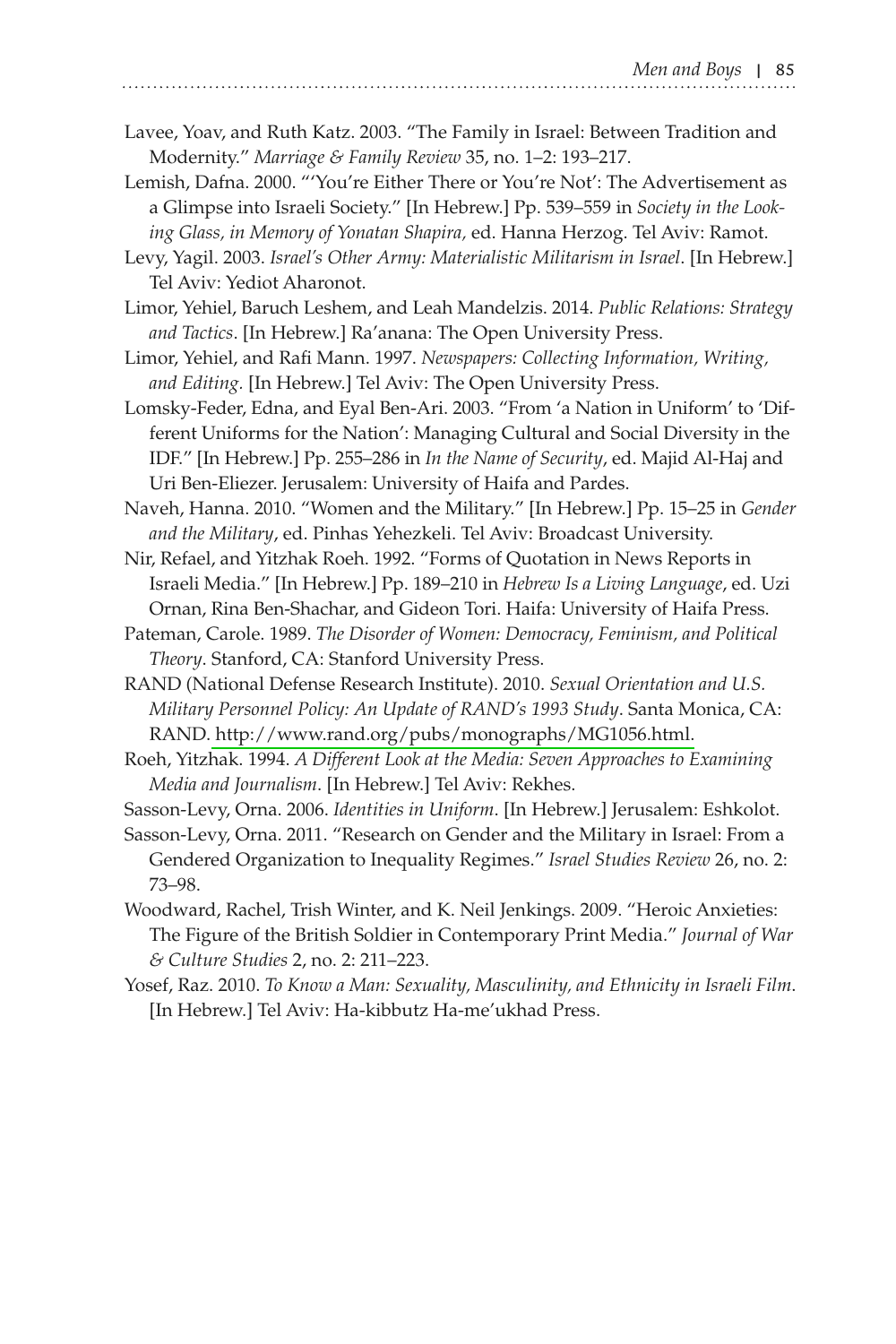Lavee, Yoav, and Ruth Katz. 2003. "The Family in Israel: Between Tradition and Modernity." *Marriage & Family Review* 35, no. 1–2: 193–217.

Lemish, Dafna. 2000. "'You're Either There or You're Not': The Advertisement as a Glimpse into Israeli Society." [In Hebrew.] Pp. 539–559 in *Society in the Looking Glass, in Memory of Yonatan Shapira,* ed. Hanna Herzog. Tel Aviv: Ramot.

Levy, Yagil. 2003. *Israel's Other Army: Materialistic Militarism in Israel*. [In Hebrew.] Tel Aviv: Yediot Aharonot.

Limor, Yehiel, Baruch Leshem, and Leah Mandelzis. 2014. *Public Relations: Strategy and Tactics*. [In Hebrew.] Ra'anana: The Open University Press.

Limor, Yehiel, and Rafi Mann. 1997. *Newspapers: Collecting Information, Writing, and Editing.* [In Hebrew.] Tel Aviv: The Open University Press.

Lomsky-Feder, Edna, and Eyal Ben-Ari. 2003. "From 'a Nation in Uniform' to 'Different Uniforms for the Nation': Managing Cultural and Social Diversity in the IDF." [In Hebrew.] Pp. 255–286 in *In the Name of Security*, ed. Majid Al-Haj and Uri Ben-Eliezer. Jerusalem: University of Haifa and Pardes.

Naveh, Hanna. 2010. "Women and the Military." [In Hebrew.] Pp. 15–25 in *Gender and the Military*, ed. Pinhas Yehezkeli. Tel Aviv: Broadcast University.

Nir, Refael, and Yitzhak Roeh. 1992. "Forms of Quotation in News Reports in Israeli Media." [In Hebrew.] Pp. 189–210 in *Hebrew Is a Living Language*, ed. Uzi Ornan, Rina Ben-Shachar, and Gideon Tori. Haifa: University of Haifa Press.

Pateman, Carole. 1989. *The Disorder of Women: Democracy, Feminism, and Political Theory*. Stanford, CA: Stanford University Press.

RAND (National Defense Research Institute). 2010. *Sexual Orientation and U.S. Military Personnel Policy: An Update of RAND's 1993 Study*. Santa Monica, CA: RAND. http://www.rand.org/pubs/monographs/MG1056.html.

Roeh, Yitzhak. 1994. *A Different Look at the Media: Seven Approaches to Examining Media and Journalism*. [In Hebrew.] Tel Aviv: Rekhes.

Sasson-Levy, Orna. 2006. *Identities in Uniform*. [In Hebrew.] Jerusalem: Eshkolot.

Sasson-Levy, Orna. 2011. "Research on Gender and the Military in Israel: From a Gendered Organization to Inequality Regimes." *Israel Studies Review* 26, no. 2: 73–98.

Woodward, Rachel, Trish Winter, and K. Neil Jenkings. 2009. "Heroic Anxieties: The Figure of the British Soldier in Contemporary Print Media." *Journal of War & Culture Studies* 2, no. 2: 211–223.

Yosef, Raz. 2010. *To Know a Man: Sexuality, Masculinity, and Ethnicity in Israeli Film*. [In Hebrew.] Tel Aviv: Ha-kibbutz Ha-me'ukhad Press.